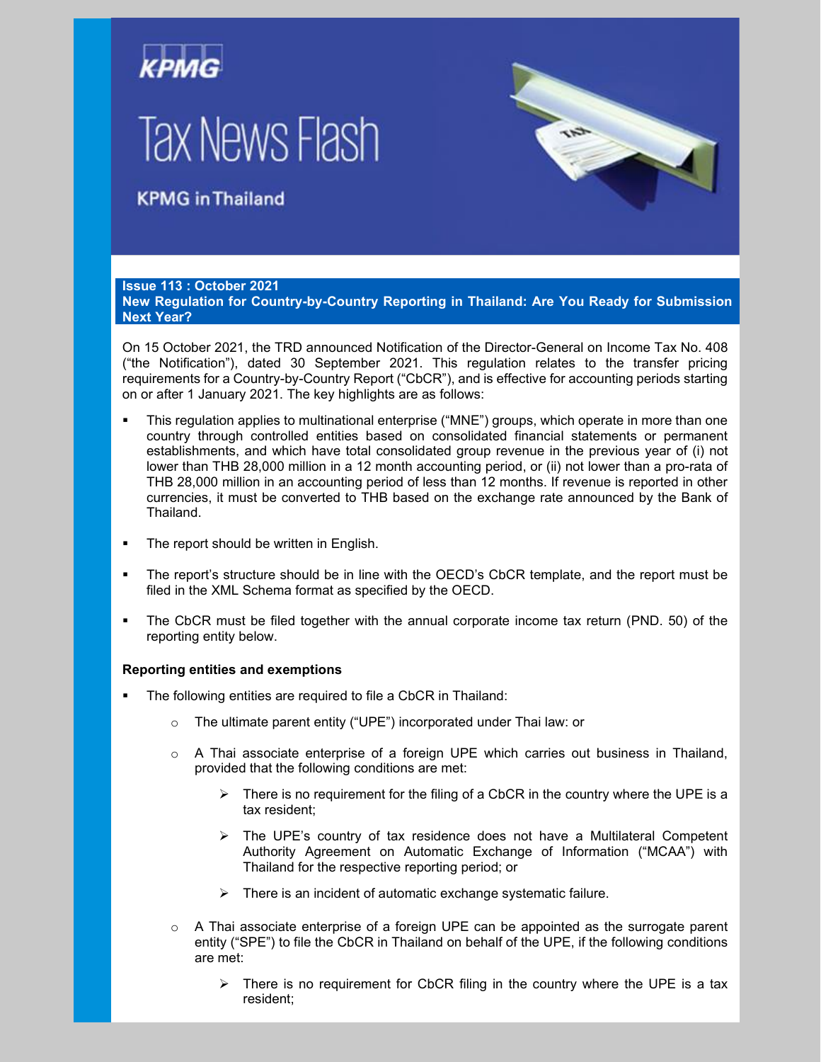# Tax News Flash

**KPMG in Thailand**

**Issue 113 : October 2021**

## New Regulation for Country-by-Country Reporting in Thailand: Are You Ready for Submission Next Year?

On 15 October 2021, the TRD announced Notification of the Director-General on Income Tax No. 408 ("the Notification"), dated 30 September 2021. This regulation relates to the transfer pricing requirements for a Country-by-Country Report ("CbCR"), and is effective for accounting periods starting on or after 1 January 2021. The key highlights are as follows:

- This regulation applies to multinational enterprise ("MNE") groups, which operate in more than one country through controlled entities based on consolidated financial statements or permanent establishments, and which have total consolidated group revenue in the previous year of (i) not lower than THB 28,000 million in a 12 month accounting period, or (ii) not lower than a pro-rata of THB 28,000 million in an accounting period of less than 12 months. If revenue is reported in other currencies, it must be converted to THB based on the exchange rate announced by the Bank of Thailand.
- The report should be written in English.
- The report's structure should be in line with the OECD's CbCR template, and the report must be filed in the XML Schema format as specified by the OECD.
- The CbCR must be filed together with the annual corporate income tax return (PND. 50) of the reporting entity below.

**Reporting entities and exemptions**

- The following entities are required to file a CbCR in Thailand:
  - The ultimate parent entity ("UPE") incorporated under Thai law: or
  - A Thai associate enterprise of a foreign UPE which carries out business in Thailand, provided that the following conditions are met:
    - There is no requirement for the filing of a CbCR in the country where the UPE is a tax resident;
    - The UPE's country of tax residence does not have a Multilateral Competent Authority Agreement on Automatic Exchange of Information ("MCAA") with Thailand for the respective reporting period; or
    - There is an incident of automatic exchange systematic failure.
  - A Thai associate enterprise of a foreign UPE can be appointed as the surrogate parent entity ("SPE") to file the CbCR in Thailand on behalf of the UPE, if the following conditions are met:
    - There is no requirement for CbCR filing in the country where the UPE is a tax resident;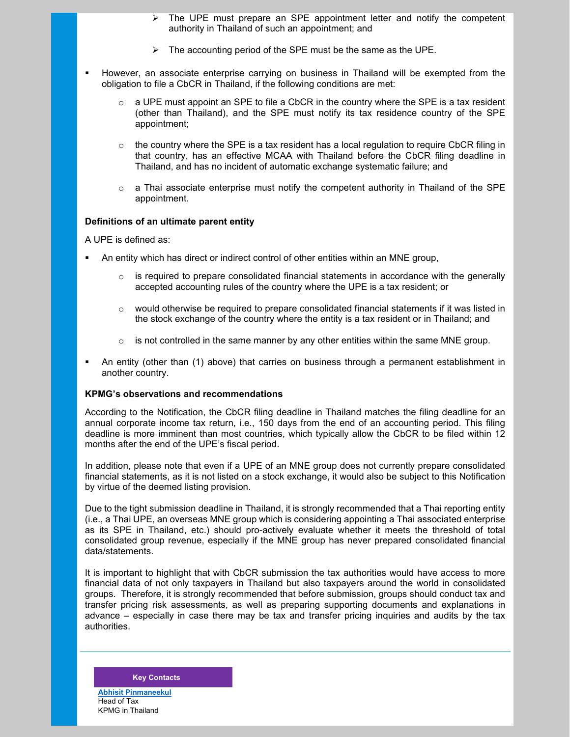- The UPE must prepare an SPE appointment letter and notify the competent authority in Thailand of such an appointment; and
   - The accounting period of the SPE must be the same as the UPE.

- However, an associate enterprise carrying on business in Thailand will be exempted from the obligation to file a CbCR in Thailand, if the following conditions are met:
   - a UPE must appoint an SPE to file a CbCR in the country where the SPE is a tax resident (other than Thailand), and the SPE must notify its tax residence country of the SPE appointment;
   - the country where the SPE is a tax resident has a local regulation to require CbCR filing in that country, has an effective MCAA with Thailand before the CbCR filing deadline in Thailand, and has no incident of automatic exchange systematic failure; and
   - a Thai associate enterprise must notify the competent authority in Thailand of the SPE appointment.

**Definitions of an ultimate parent entity**

A UPE is defined as:

- An entity which has direct or indirect control of other entities within an MNE group,
   - is required to prepare consolidated financial statements in accordance with the generally accepted accounting rules of the country where the UPE is a tax resident; or
   - would otherwise be required to prepare consolidated financial statements if it was listed in the stock exchange of the country where the entity is a tax resident or in Thailand; and
   - is not controlled in the same manner by any other entities within the same MNE group.
- An entity (other than (1) above) that carries on business through a permanent establishment in another country.

**KPMG's observations and recommendations**

According to the Notification, the CbCR filing deadline in Thailand matches the filing deadline for an annual corporate income tax return, i.e., 150 days from the end of an accounting period. This filing deadline is more imminent than most countries, which typically allow the CbCR to be filed within 12 months after the end of the UPE's fiscal period.

In addition, please note that even if a UPE of an MNE group does not currently prepare consolidated financial statements, as it is not listed on a stock exchange, it would also be subject to this Notification by virtue of the deemed listing provision.

Due to the tight submission deadline in Thailand, it is strongly recommended that a Thai reporting entity (i.e., a Thai UPE, an overseas MNE group which is considering appointing a Thai associated enterprise as its SPE in Thailand, etc.) should pro-actively evaluate whether it meets the threshold of total consolidated group revenue, especially if the MNE group has never prepared consolidated financial data/statements.

It is important to highlight that with CbCR submission the tax authorities would have access to more financial data of not only taxpayers in Thailand but also taxpayers around the world in consolidated groups. Therefore, it is strongly recommended that before submission, groups should conduct tax and transfer pricing risk assessments, as well as preparing supporting documents and explanations in advance – especially in case there may be tax and transfer pricing inquiries and audits by the tax authorities.

---

**Key Contacts**

**Abhisit Pinmaneekul**
Head of Tax
KPMG in Thailand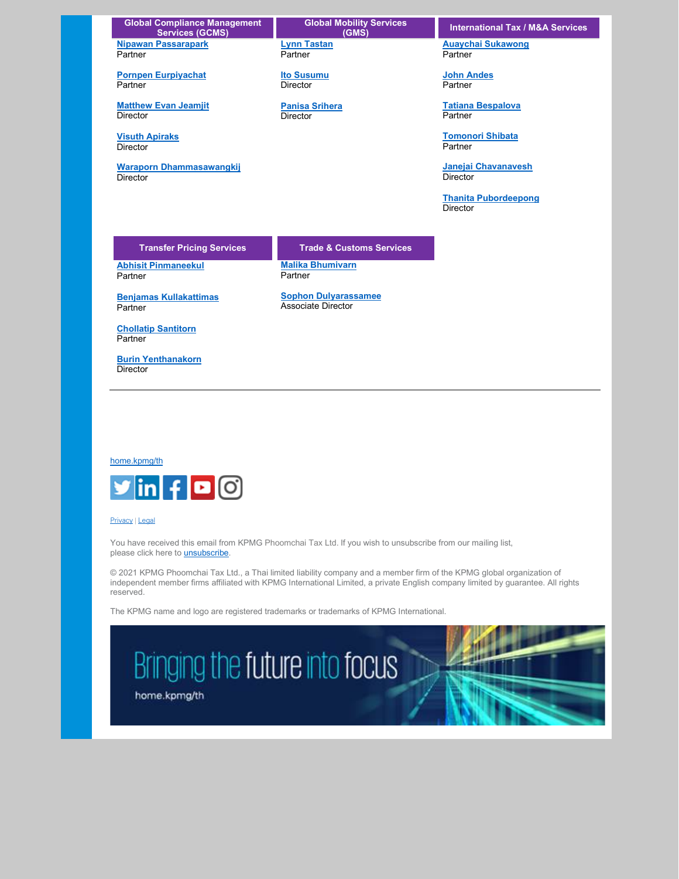## Global Compliance Management Services (GCMS)

**Nipawan Passarapark**
Partner

**Pornpen Eurpiyachat**
Partner

**Matthew Evan Jeamjit**
Director

**Visuth Apiraks**
Director

**Waraporn Dhammasawangkij**
Director

## Global Mobility Services (GMS)

**Lynn Tastan**
Partner

**Ito Susumu**
Director

**Panisa Srihera**
Director

## International Tax / M&A Services

**Auaychai Sukawong**
Partner

**John Andes**
Partner

**Tatiana Bespalova**
Partner

**Tomonori Shibata**
Partner

**Janejai Chavanavesh**
Director

**Thanita Pubordeepong**
Director

## Transfer Pricing Services

**Abhisit Pinmaneekul**
Partner

**Benjamas Kullakattimas**
Partner

**Chollatip Santitorn**
Partner

**Burin Yenthanakorn**
Director

## Trade & Customs Services

**Malika Bhumivarn**
Partner

**Sophon Dulyarassamee**
Associate Director

---

home.kpmg/th

Privacy | Legal

You have received this email from KPMG Phoomchai Tax Ltd. If you wish to unsubscribe from our mailing list, please click here to unsubscribe.

© 2021 KPMG Phoomchai Tax Ltd., a Thai limited liability company and a member firm of the KPMG global organization of independent member firms affiliated with KPMG International Limited, a private English company limited by guarantee. All rights reserved.

The KPMG name and logo are registered trademarks or trademarks of KPMG International.

Bringing the future into focus

home.kpmg/th